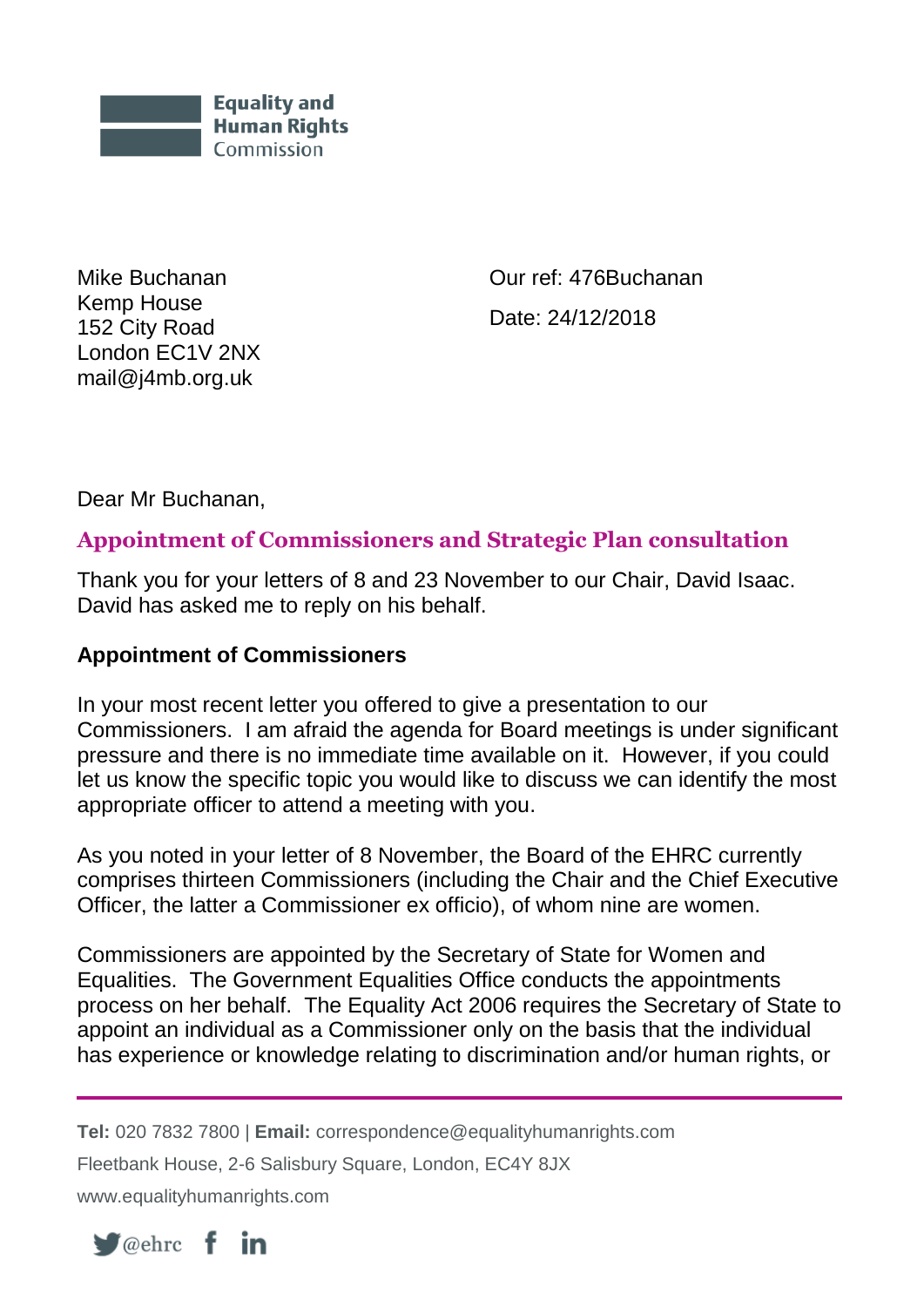Equality and Human Rights Commission

Mike Buchanan
Kemp House
152 City Road
London EC1V 2NX
mail@j4mb.org.uk

Our ref: 476Buchanan

Date: 24/12/2018

Dear Mr Buchanan,

## Appointment of Commissioners and Strategic Plan consultation

Thank you for your letters of 8 and 23 November to our Chair, David Isaac. David has asked me to reply on his behalf.

### Appointment of Commissioners

In your most recent letter you offered to give a presentation to our Commissioners. I am afraid the agenda for Board meetings is under significant pressure and there is no immediate time available on it. However, if you could let us know the specific topic you would like to discuss we can identify the most appropriate officer to attend a meeting with you.

As you noted in your letter of 8 November, the Board of the EHRC currently comprises thirteen Commissioners (including the Chair and the Chief Executive Officer, the latter a Commissioner ex officio), of whom nine are women.

Commissioners are appointed by the Secretary of State for Women and Equalities. The Government Equalities Office conducts the appointments process on her behalf. The Equality Act 2006 requires the Secretary of State to appoint an individual as a Commissioner only on the basis that the individual has experience or knowledge relating to discrimination and/or human rights, or

**Tel:** 020 7832 7800 | **Email:** correspondence@equalityhumanrights.com

Fleetbank House, 2-6 Salisbury Square, London, EC4Y 8JX

www.equalityhumanrights.com

@ehrc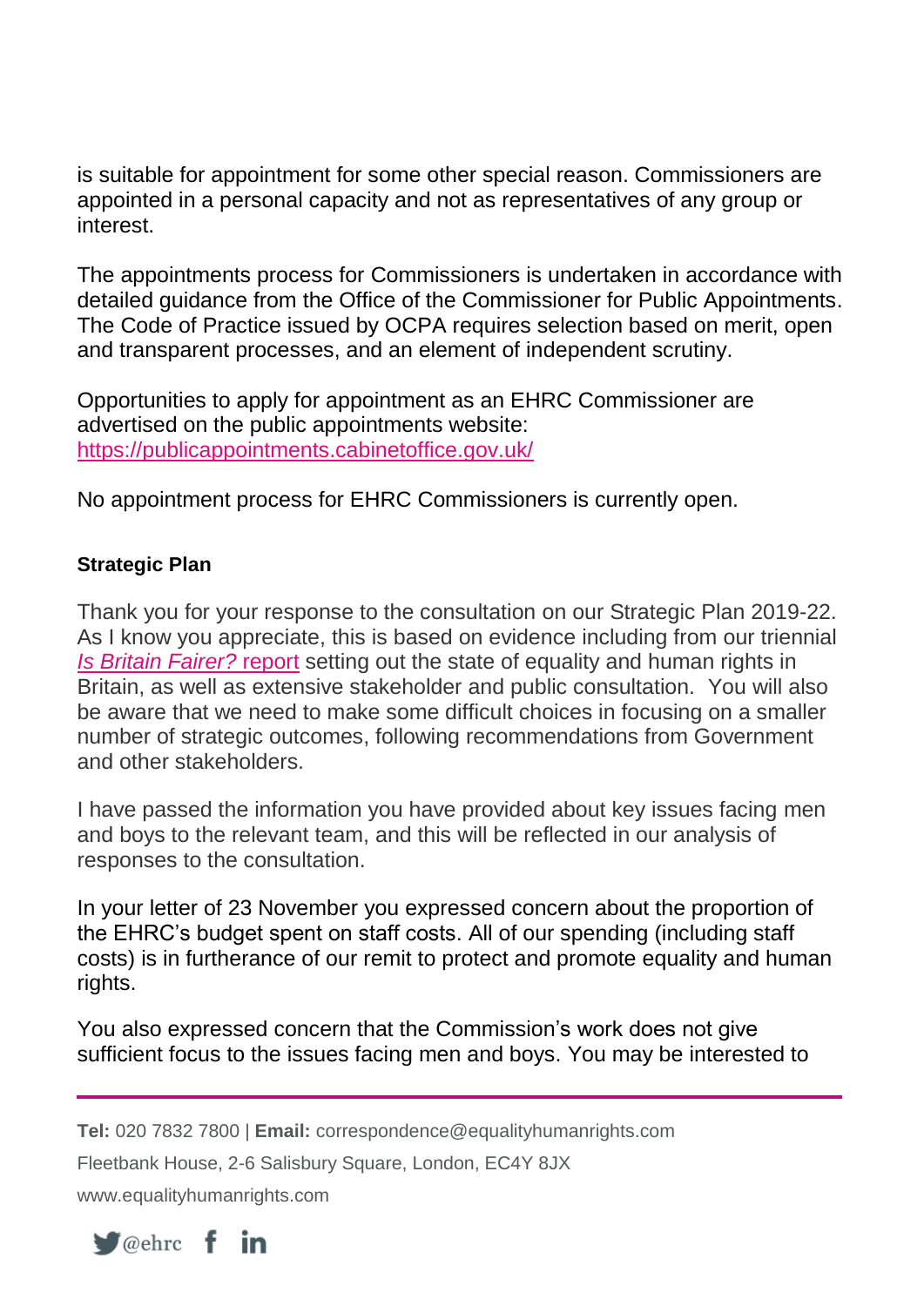is suitable for appointment for some other special reason. Commissioners are appointed in a personal capacity and not as representatives of any group or interest.

The appointments process for Commissioners is undertaken in accordance with detailed guidance from the Office of the Commissioner for Public Appointments. The Code of Practice issued by OCPA requires selection based on merit, open and transparent processes, and an element of independent scrutiny.

Opportunities to apply for appointment as an EHRC Commissioner are advertised on the public appointments website: https://publicappointments.cabinetoffice.gov.uk/

No appointment process for EHRC Commissioners is currently open.

**Strategic Plan**

Thank you for your response to the consultation on our Strategic Plan 2019-22. As I know you appreciate, this is based on evidence including from our triennial *Is Britain Fairer?* report setting out the state of equality and human rights in Britain, as well as extensive stakeholder and public consultation. You will also be aware that we need to make some difficult choices in focusing on a smaller number of strategic outcomes, following recommendations from Government and other stakeholders.

I have passed the information you have provided about key issues facing men and boys to the relevant team, and this will be reflected in our analysis of responses to the consultation.

In your letter of 23 November you expressed concern about the proportion of the EHRC's budget spent on staff costs. All of our spending (including staff costs) is in furtherance of our remit to protect and promote equality and human rights.

You also expressed concern that the Commission's work does not give sufficient focus to the issues facing men and boys. You may be interested to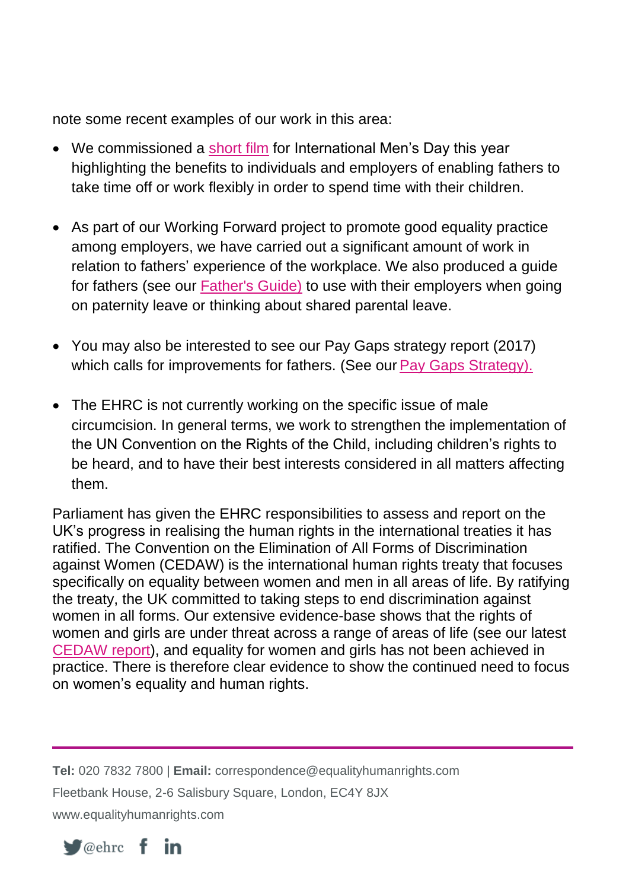note some recent examples of our work in this area:

- We commissioned a short film for International Men's Day this year highlighting the benefits to individuals and employers of enabling fathers to take time off or work flexibly in order to spend time with their children.

- As part of our Working Forward project to promote good equality practice among employers, we have carried out a significant amount of work in relation to fathers' experience of the workplace. We also produced a guide for fathers (see our Father's Guide) to use with their employers when going on paternity leave or thinking about shared parental leave.

- You may also be interested to see our Pay Gaps strategy report (2017) which calls for improvements for fathers. (See our Pay Gaps Strategy).

- The EHRC is not currently working on the specific issue of male circumcision. In general terms, we work to strengthen the implementation of the UN Convention on the Rights of the Child, including children's rights to be heard, and to have their best interests considered in all matters affecting them.

Parliament has given the EHRC responsibilities to assess and report on the UK's progress in realising the human rights in the international treaties it has ratified. The Convention on the Elimination of All Forms of Discrimination against Women (CEDAW) is the international human rights treaty that focuses specifically on equality between women and men in all areas of life. By ratifying the treaty, the UK committed to taking steps to end discrimination against women in all forms. Our extensive evidence-base shows that the rights of women and girls are under threat across a range of areas of life (see our latest CEDAW report), and equality for women and girls has not been achieved in practice. There is therefore clear evidence to show the continued need to focus on women's equality and human rights.

**Tel:** 020 7832 7800 | **Email:** correspondence@equalityhumanrights.com

Fleetbank House, 2-6 Salisbury Square, London, EC4Y 8JX

www.equalityhumanrights.com

@ehrc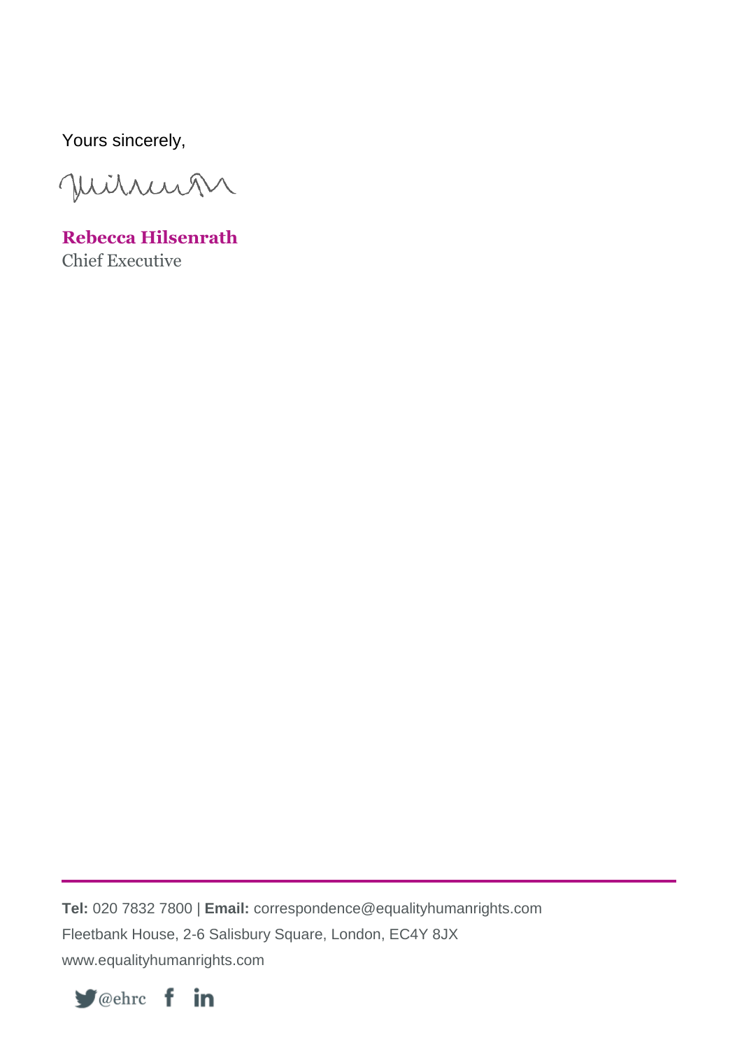Yours sincerely,

**Rebecca Hilsenrath**
Chief Executive

**Tel:** 020 7832 7800 | **Email:** correspondence@equalityhumanrights.com
Fleetbank House, 2-6 Salisbury Square, London, EC4Y 8JX
www.equalityhumanrights.com

@ehrc